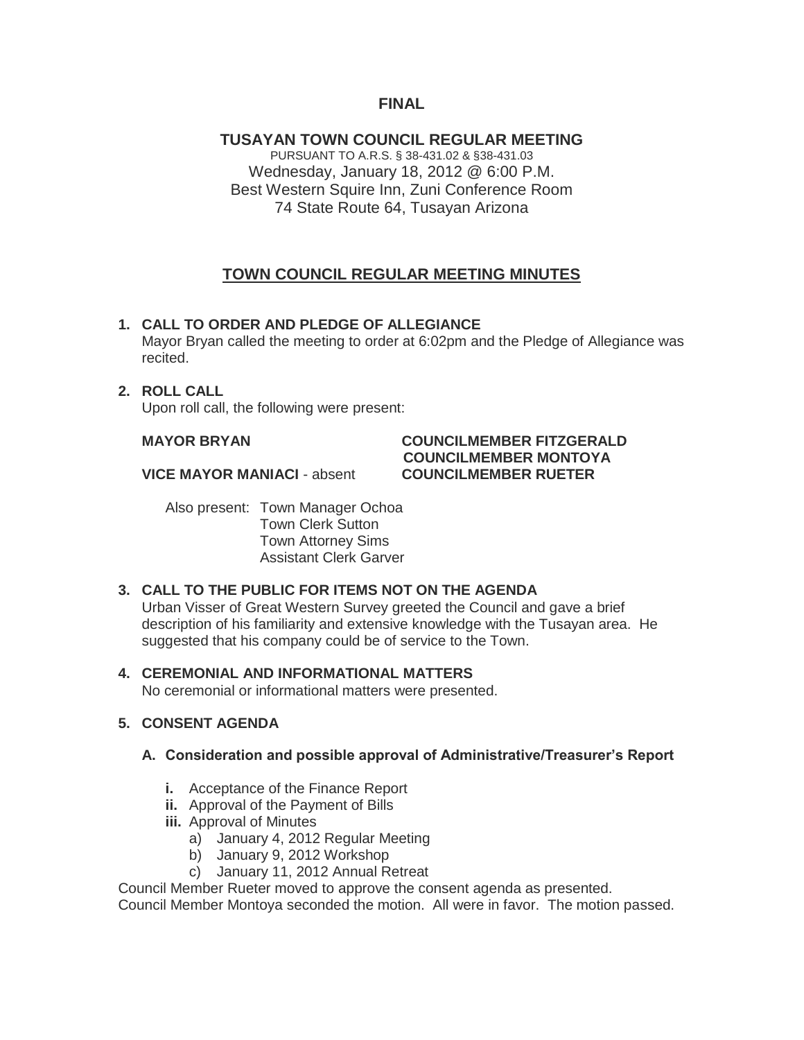**FINAL**

# TUSAYAN TOWN COUNCIL REGULAR MEETING

PURSUANT TO A.R.S. § 38-431.02 & §38-431.03
Wednesday, January 18, 2012 @ 6:00 P.M.
Best Western Squire Inn, Zuni Conference Room
74 State Route 64, Tusayan Arizona

## TOWN COUNCIL REGULAR MEETING MINUTES

**1. CALL TO ORDER AND PLEDGE OF ALLEGIANCE**

Mayor Bryan called the meeting to order at 6:02pm and the Pledge of Allegiance was recited.

**2. ROLL CALL**

Upon roll call, the following were present:

**MAYOR BRYAN**
**COUNCILMEMBER FITZGERALD**
**COUNCILMEMBER MONTOYA**
**VICE MAYOR MANIACI** - absent
**COUNCILMEMBER RUETER**

Also present: Town Manager Ochoa
Town Clerk Sutton
Town Attorney Sims
Assistant Clerk Garver

**3. CALL TO THE PUBLIC FOR ITEMS NOT ON THE AGENDA**

Urban Visser of Great Western Survey greeted the Council and gave a brief description of his familiarity and extensive knowledge with the Tusayan area. He suggested that his company could be of service to the Town.

**4. CEREMONIAL AND INFORMATIONAL MATTERS**

No ceremonial or informational matters were presented.

**5. CONSENT AGENDA**

**A. Consideration and possible approval of Administrative/Treasurer's Report**

- **i.** Acceptance of the Finance Report
- **ii.** Approval of the Payment of Bills
- **iii.** Approval of Minutes
  - a) January 4, 2012 Regular Meeting
  - b) January 9, 2012 Workshop
  - c) January 11, 2012 Annual Retreat

Council Member Rueter moved to approve the consent agenda as presented.
Council Member Montoya seconded the motion. All were in favor. The motion passed.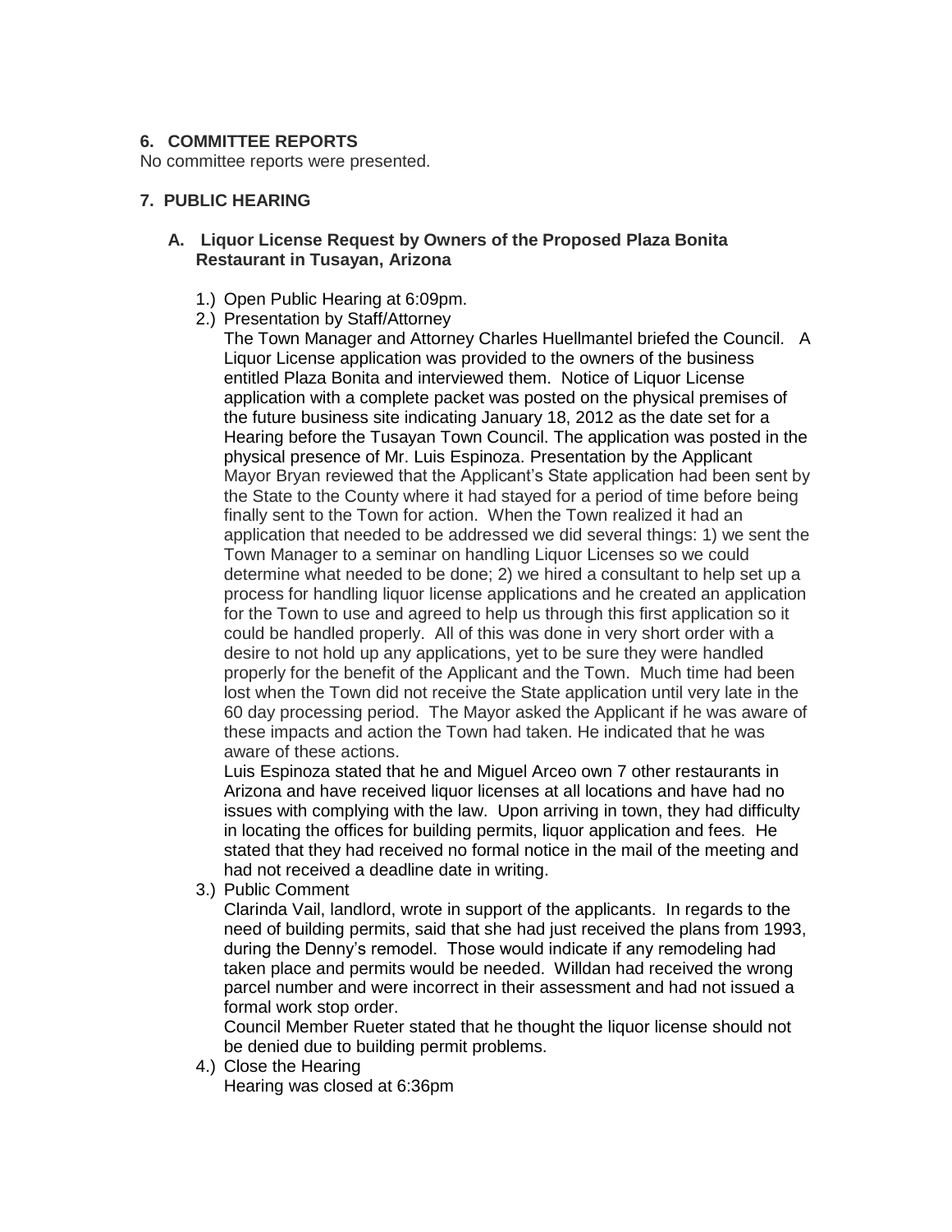## 6. COMMITTEE REPORTS

No committee reports were presented.

## 7. PUBLIC HEARING

### A. Liquor License Request by Owners of the Proposed Plaza Bonita Restaurant in Tusayan, Arizona

1.) Open Public Hearing at 6:09pm.

2.) Presentation by Staff/Attorney

The Town Manager and Attorney Charles Huellmantel briefed the Council. A Liquor License application was provided to the owners of the business entitled Plaza Bonita and interviewed them. Notice of Liquor License application with a complete packet was posted on the physical premises of the future business site indicating January 18, 2012 as the date set for a Hearing before the Tusayan Town Council. The application was posted in the physical presence of Mr. Luis Espinoza. Presentation by the Applicant Mayor Bryan reviewed that the Applicant's State application had been sent by the State to the County where it had stayed for a period of time before being finally sent to the Town for action. When the Town realized it had an application that needed to be addressed we did several things: 1) we sent the Town Manager to a seminar on handling Liquor Licenses so we could determine what needed to be done; 2) we hired a consultant to help set up a process for handling liquor license applications and he created an application for the Town to use and agreed to help us through this first application so it could be handled properly. All of this was done in very short order with a desire to not hold up any applications, yet to be sure they were handled properly for the benefit of the Applicant and the Town. Much time had been lost when the Town did not receive the State application until very late in the 60 day processing period. The Mayor asked the Applicant if he was aware of these impacts and action the Town had taken. He indicated that he was aware of these actions.

Luis Espinoza stated that he and Miguel Arceo own 7 other restaurants in Arizona and have received liquor licenses at all locations and have had no issues with complying with the law. Upon arriving in town, they had difficulty in locating the offices for building permits, liquor application and fees. He stated that they had received no formal notice in the mail of the meeting and had not received a deadline date in writing.

3.) Public Comment

Clarinda Vail, landlord, wrote in support of the applicants. In regards to the need of building permits, said that she had just received the plans from 1993, during the Denny's remodel. Those would indicate if any remodeling had taken place and permits would be needed. Willdan had received the wrong parcel number and were incorrect in their assessment and had not issued a formal work stop order.

Council Member Rueter stated that he thought the liquor license should not be denied due to building permit problems.

4.) Close the Hearing

Hearing was closed at 6:36pm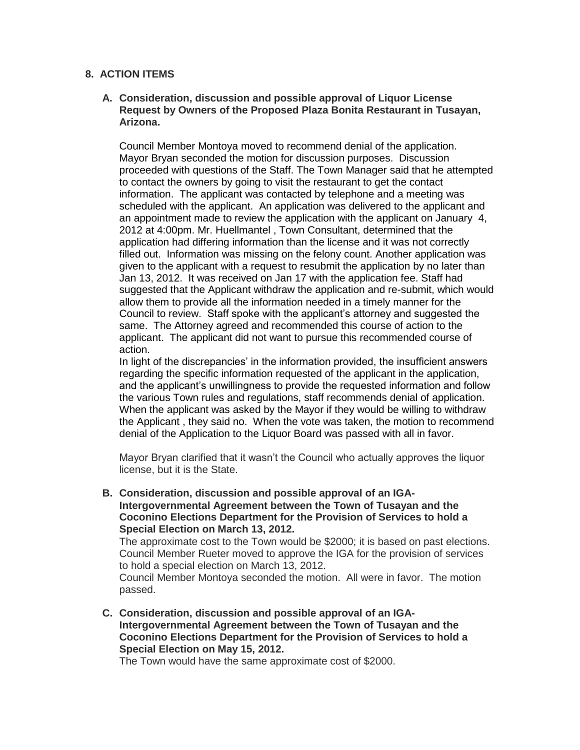## 8. ACTION ITEMS

**A. Consideration, discussion and possible approval of Liquor License Request by Owners of the Proposed Plaza Bonita Restaurant in Tusayan, Arizona.**

Council Member Montoya moved to recommend denial of the application. Mayor Bryan seconded the motion for discussion purposes. Discussion proceeded with questions of the Staff. The Town Manager said that he attempted to contact the owners by going to visit the restaurant to get the contact information. The applicant was contacted by telephone and a meeting was scheduled with the applicant. An application was delivered to the applicant and an appointment made to review the application with the applicant on January 4, 2012 at 4:00pm. Mr. Huellmantel , Town Consultant, determined that the application had differing information than the license and it was not correctly filled out. Information was missing on the felony count. Another application was given to the applicant with a request to resubmit the application by no later than Jan 13, 2012. It was received on Jan 17 with the application fee. Staff had suggested that the Applicant withdraw the application and re-submit, which would allow them to provide all the information needed in a timely manner for the Council to review. Staff spoke with the applicant's attorney and suggested the same. The Attorney agreed and recommended this course of action to the applicant. The applicant did not want to pursue this recommended course of action.

In light of the discrepancies' in the information provided, the insufficient answers regarding the specific information requested of the applicant in the application, and the applicant's unwillingness to provide the requested information and follow the various Town rules and regulations, staff recommends denial of application. When the applicant was asked by the Mayor if they would be willing to withdraw the Applicant , they said no. When the vote was taken, the motion to recommend denial of the Application to the Liquor Board was passed with all in favor.

Mayor Bryan clarified that it wasn't the Council who actually approves the liquor license, but it is the State.

**B. Consideration, discussion and possible approval of an IGA-Intergovernmental Agreement between the Town of Tusayan and the Coconino Elections Department for the Provision of Services to hold a Special Election on March 13, 2012.**

The approximate cost to the Town would be $2000; it is based on past elections. Council Member Rueter moved to approve the IGA for the provision of services to hold a special election on March 13, 2012.

Council Member Montoya seconded the motion. All were in favor. The motion passed.

**C. Consideration, discussion and possible approval of an IGA-Intergovernmental Agreement between the Town of Tusayan and the Coconino Elections Department for the Provision of Services to hold a Special Election on May 15, 2012.**

The Town would have the same approximate cost of $2000.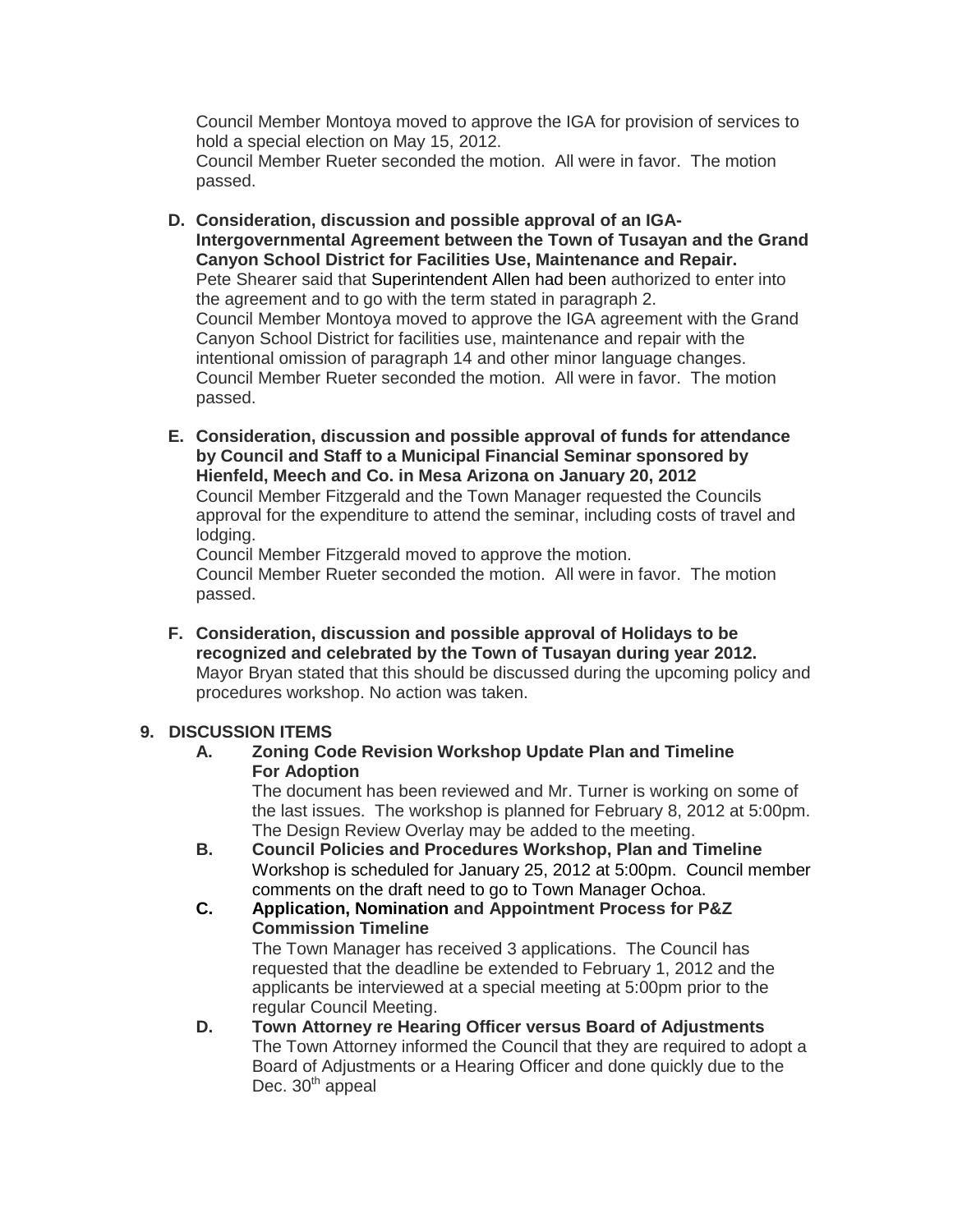Council Member Montoya moved to approve the IGA for provision of services to hold a special election on May 15, 2012.
Council Member Rueter seconded the motion. All were in favor. The motion passed.

**D. Consideration, discussion and possible approval of an IGA-Intergovernmental Agreement between the Town of Tusayan and the Grand Canyon School District for Facilities Use, Maintenance and Repair.**
Pete Shearer said that Superintendent Allen had been authorized to enter into the agreement and to go with the term stated in paragraph 2.
Council Member Montoya moved to approve the IGA agreement with the Grand Canyon School District for facilities use, maintenance and repair with the intentional omission of paragraph 14 and other minor language changes.
Council Member Rueter seconded the motion. All were in favor. The motion passed.

**E. Consideration, discussion and possible approval of funds for attendance by Council and Staff to a Municipal Financial Seminar sponsored by Hienfeld, Meech and Co. in Mesa Arizona on January 20, 2012**
Council Member Fitzgerald and the Town Manager requested the Councils approval for the expenditure to attend the seminar, including costs of travel and lodging.
Council Member Fitzgerald moved to approve the motion.
Council Member Rueter seconded the motion. All were in favor. The motion passed.

**F. Consideration, discussion and possible approval of Holidays to be recognized and celebrated by the Town of Tusayan during year 2012.**
Mayor Bryan stated that this should be discussed during the upcoming policy and procedures workshop. No action was taken.

**9. DISCUSSION ITEMS**

**A. Zoning Code Revision Workshop Update Plan and Timeline For Adoption**
The document has been reviewed and Mr. Turner is working on some of the last issues. The workshop is planned for February 8, 2012 at 5:00pm. The Design Review Overlay may be added to the meeting.

**B. Council Policies and Procedures Workshop, Plan and Timeline**
Workshop is scheduled for January 25, 2012 at 5:00pm. Council member comments on the draft need to go to Town Manager Ochoa.

**C. Application, Nomination and Appointment Process for P&Z Commission Timeline**
The Town Manager has received 3 applications. The Council has requested that the deadline be extended to February 1, 2012 and the applicants be interviewed at a special meeting at 5:00pm prior to the regular Council Meeting.

**D. Town Attorney re Hearing Officer versus Board of Adjustments**
The Town Attorney informed the Council that they are required to adopt a Board of Adjustments or a Hearing Officer and done quickly due to the Dec. 30th appeal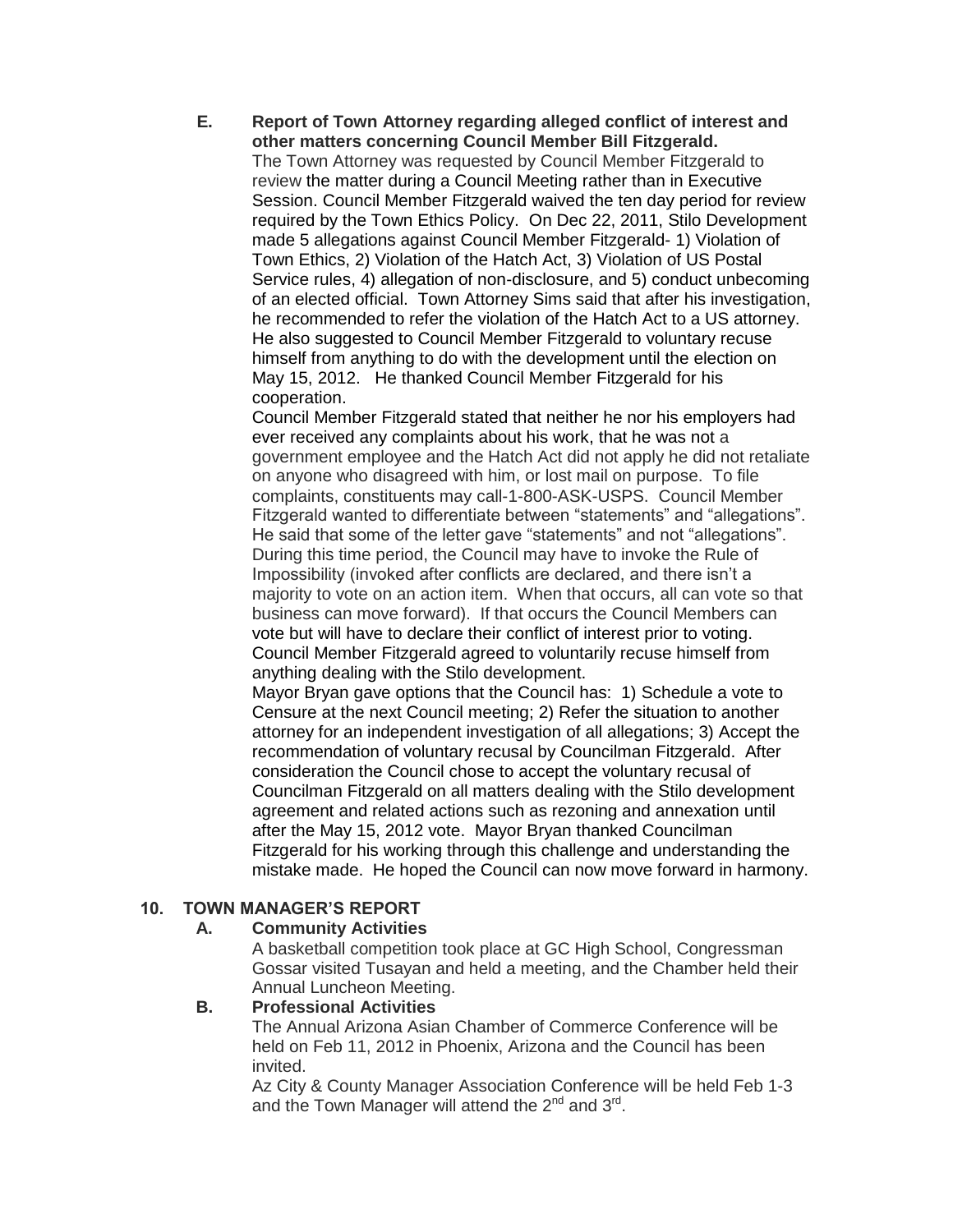**E. Report of Town Attorney regarding alleged conflict of interest and other matters concerning Council Member Bill Fitzgerald.**

The Town Attorney was requested by Council Member Fitzgerald to review the matter during a Council Meeting rather than in Executive Session. Council Member Fitzgerald waived the ten day period for review required by the Town Ethics Policy. On Dec 22, 2011, Stilo Development made 5 allegations against Council Member Fitzgerald- 1) Violation of Town Ethics, 2) Violation of the Hatch Act, 3) Violation of US Postal Service rules, 4) allegation of non-disclosure, and 5) conduct unbecoming of an elected official. Town Attorney Sims said that after his investigation, he recommended to refer the violation of the Hatch Act to a US attorney. He also suggested to Council Member Fitzgerald to voluntary recuse himself from anything to do with the development until the election on May 15, 2012. He thanked Council Member Fitzgerald for his cooperation.

Council Member Fitzgerald stated that neither he nor his employers had ever received any complaints about his work, that he was not a government employee and the Hatch Act did not apply he did not retaliate on anyone who disagreed with him, or lost mail on purpose. To file complaints, constituents may call-1-800-ASK-USPS. Council Member Fitzgerald wanted to differentiate between "statements" and "allegations". He said that some of the letter gave "statements" and not "allegations". During this time period, the Council may have to invoke the Rule of Impossibility (invoked after conflicts are declared, and there isn't a majority to vote on an action item. When that occurs, all can vote so that business can move forward). If that occurs the Council Members can vote but will have to declare their conflict of interest prior to voting. Council Member Fitzgerald agreed to voluntarily recuse himself from anything dealing with the Stilo development.

Mayor Bryan gave options that the Council has: 1) Schedule a vote to Censure at the next Council meeting; 2) Refer the situation to another attorney for an independent investigation of all allegations; 3) Accept the recommendation of voluntary recusal by Councilman Fitzgerald. After consideration the Council chose to accept the voluntary recusal of Councilman Fitzgerald on all matters dealing with the Stilo development agreement and related actions such as rezoning and annexation until after the May 15, 2012 vote. Mayor Bryan thanked Councilman Fitzgerald for his working through this challenge and understanding the mistake made. He hoped the Council can now move forward in harmony.

## 10. TOWN MANAGER'S REPORT

**A. Community Activities**

A basketball competition took place at GC High School, Congressman Gossar visited Tusayan and held a meeting, and the Chamber held their Annual Luncheon Meeting.

**B. Professional Activities**

The Annual Arizona Asian Chamber of Commerce Conference will be held on Feb 11, 2012 in Phoenix, Arizona and the Council has been invited.

Az City & County Manager Association Conference will be held Feb 1-3 and the Town Manager will attend the 2nd and 3rd.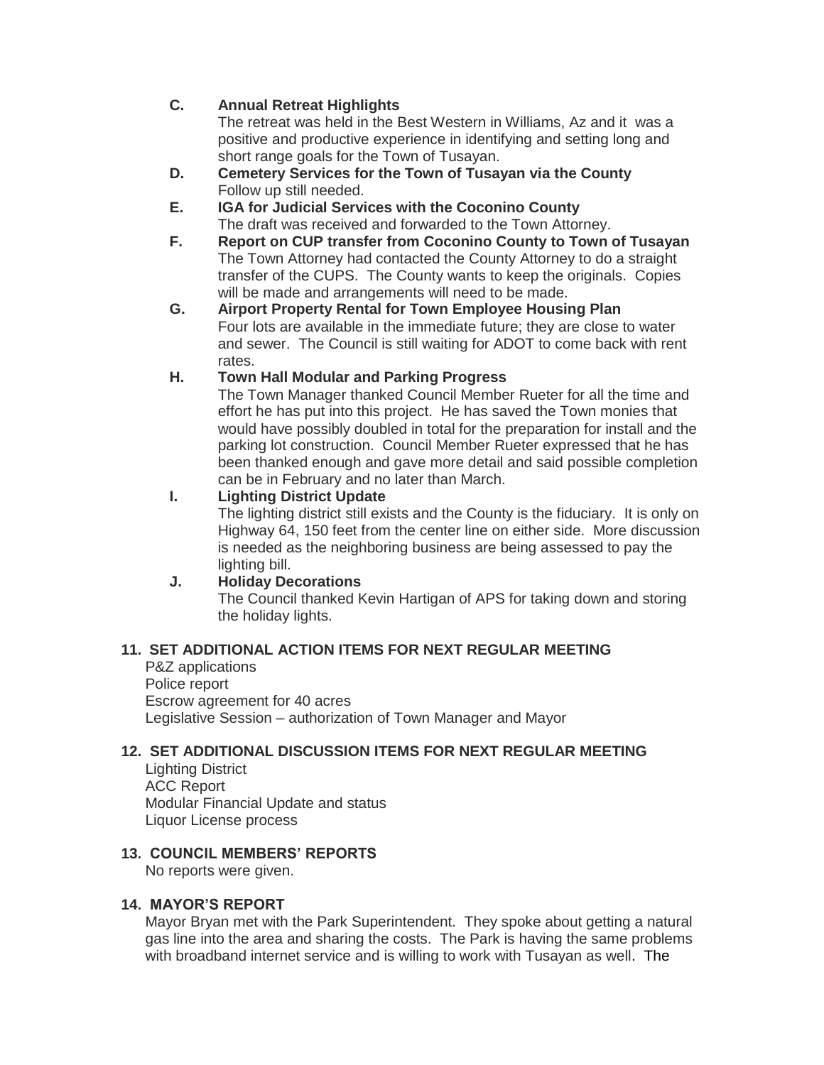**C. Annual Retreat Highlights**

The retreat was held in the Best Western in Williams, Az and it was a positive and productive experience in identifying and setting long and short range goals for the Town of Tusayan.

**D. Cemetery Services for the Town of Tusayan via the County**

Follow up still needed.

**E. IGA for Judicial Services with the Coconino County**

The draft was received and forwarded to the Town Attorney.

**F. Report on CUP transfer from Coconino County to Town of Tusayan**

The Town Attorney had contacted the County Attorney to do a straight transfer of the CUPS. The County wants to keep the originals. Copies will be made and arrangements will need to be made.

**G. Airport Property Rental for Town Employee Housing Plan**

Four lots are available in the immediate future; they are close to water and sewer. The Council is still waiting for ADOT to come back with rent rates.

**H. Town Hall Modular and Parking Progress**

The Town Manager thanked Council Member Rueter for all the time and effort he has put into this project. He has saved the Town monies that would have possibly doubled in total for the preparation for install and the parking lot construction. Council Member Rueter expressed that he has been thanked enough and gave more detail and said possible completion can be in February and no later than March.

**I. Lighting District Update**

The lighting district still exists and the County is the fiduciary. It is only on Highway 64, 150 feet from the center line on either side. More discussion is needed as the neighboring business are being assessed to pay the lighting bill.

**J. Holiday Decorations**

The Council thanked Kevin Hartigan of APS for taking down and storing the holiday lights.

**11. SET ADDITIONAL ACTION ITEMS FOR NEXT REGULAR MEETING**

P&Z applications
Police report
Escrow agreement for 40 acres
Legislative Session – authorization of Town Manager and Mayor

**12. SET ADDITIONAL DISCUSSION ITEMS FOR NEXT REGULAR MEETING**

Lighting District
ACC Report
Modular Financial Update and status
Liquor License process

**13. COUNCIL MEMBERS' REPORTS**

No reports were given.

**14. MAYOR'S REPORT**

Mayor Bryan met with the Park Superintendent. They spoke about getting a natural gas line into the area and sharing the costs. The Park is having the same problems with broadband internet service and is willing to work with Tusayan as well. The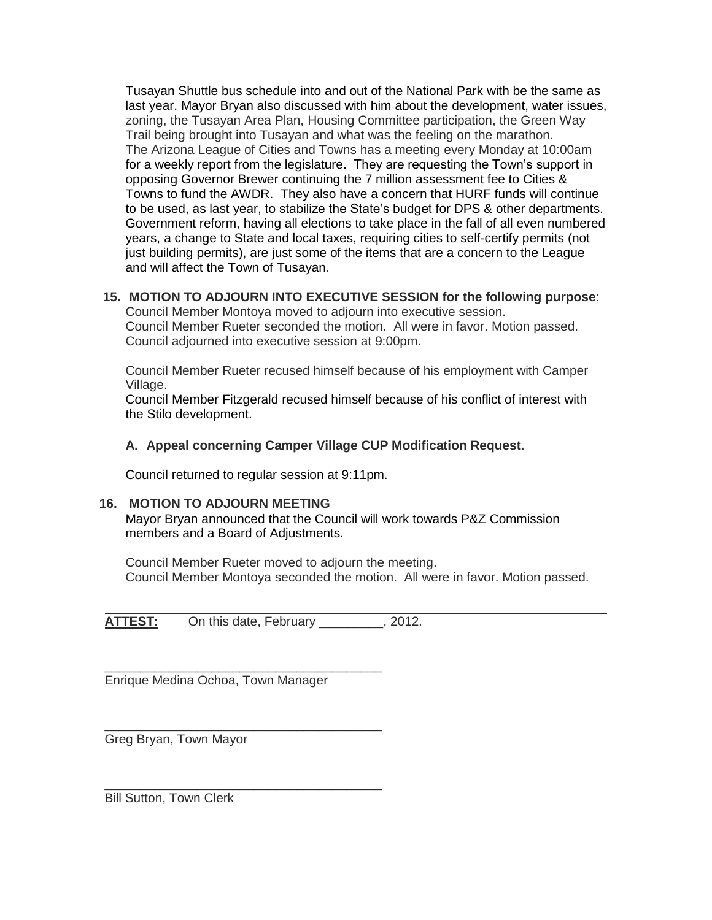Tusayan Shuttle bus schedule into and out of the National Park with be the same as last year. Mayor Bryan also discussed with him about the development, water issues, zoning, the Tusayan Area Plan, Housing Committee participation, the Green Way Trail being brought into Tusayan and what was the feeling on the marathon. The Arizona League of Cities and Towns has a meeting every Monday at 10:00am for a weekly report from the legislature. They are requesting the Town's support in opposing Governor Brewer continuing the 7 million assessment fee to Cities & Towns to fund the AWDR. They also have a concern that HURF funds will continue to be used, as last year, to stabilize the State's budget for DPS & other departments. Government reform, having all elections to take place in the fall of all even numbered years, a change to State and local taxes, requiring cities to self-certify permits (not just building permits), are just some of the items that are a concern to the League and will affect the Town of Tusayan.

**15. MOTION TO ADJOURN INTO EXECUTIVE SESSION for the following purpose**:

Council Member Montoya moved to adjourn into executive session.
Council Member Rueter seconded the motion. All were in favor. Motion passed.
Council adjourned into executive session at 9:00pm.

Council Member Rueter recused himself because of his employment with Camper Village.
Council Member Fitzgerald recused himself because of his conflict of interest with the Stilo development.

**A. Appeal concerning Camper Village CUP Modification Request.**

Council returned to regular session at 9:11pm.

**16. MOTION TO ADJOURN MEETING**

Mayor Bryan announced that the Council will work towards P&Z Commission members and a Board of Adjustments.

Council Member Rueter moved to adjourn the meeting.
Council Member Montoya seconded the motion. All were in favor. Motion passed.

**ATTEST:** On this date, February _________, 2012.

________________________________________
Enrique Medina Ochoa, Town Manager

________________________________________
Greg Bryan, Town Mayor

________________________________________
Bill Sutton, Town Clerk